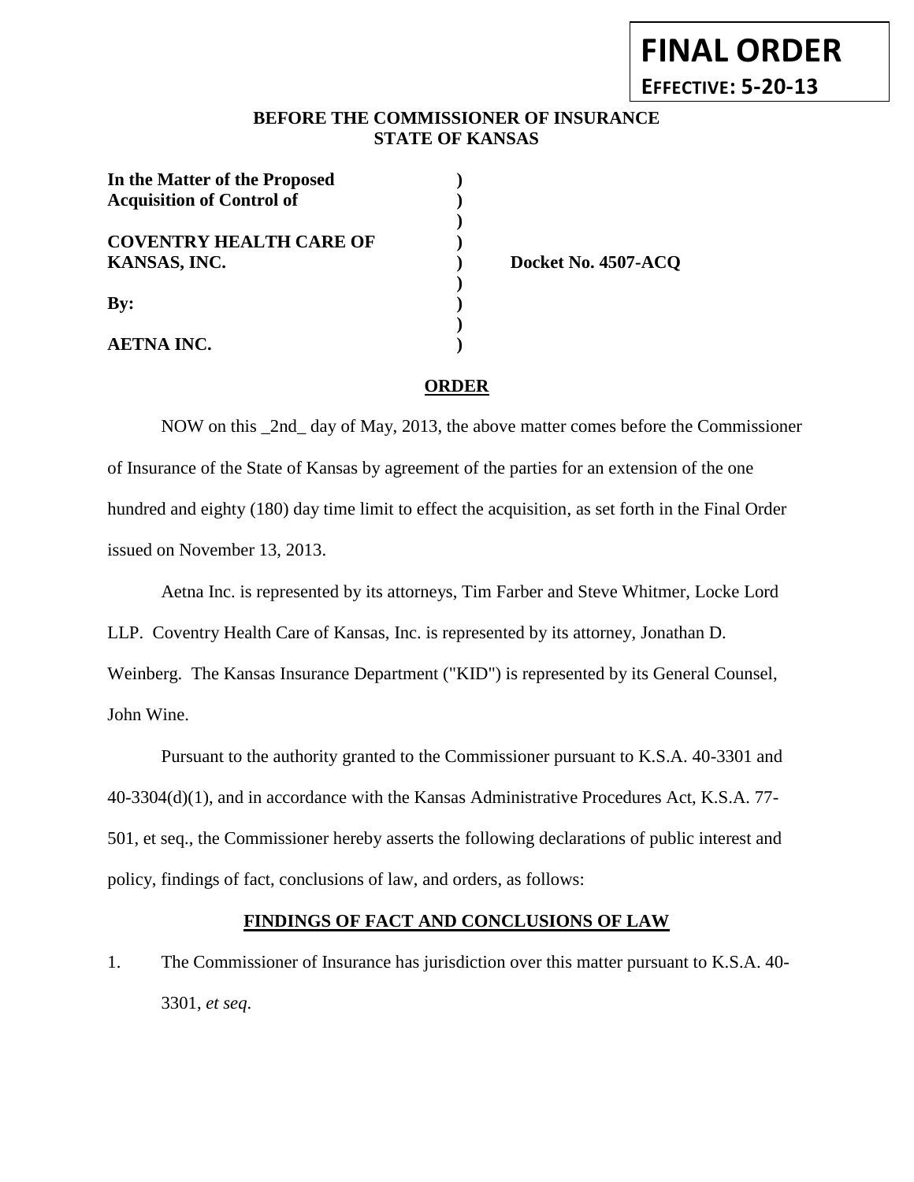**FINAL ORDER**

**EFFECTIVE: 5-20-13**

**BEFORE THE COMMISSIONER OF INSURANCE**
**STATE OF KANSAS**

| | | |
|---|---|---|
| **In the Matter of the Proposed** | **)** | |
| **Acquisition of Control of** | **)** | |
| | **)** | |
| **COVENTRY HEALTH CARE OF** | **)** | |
| **KANSAS, INC.** | **)** | **Docket No. 4507-ACQ** |
| | **)** | |
| **By:** | **)** | |
| | **)** | |
| **AETNA INC.** | **)** | |

## ORDER

NOW on this _2nd_ day of May, 2013, the above matter comes before the Commissioner of Insurance of the State of Kansas by agreement of the parties for an extension of the one hundred and eighty (180) day time limit to effect the acquisition, as set forth in the Final Order issued on November 13, 2013.

Aetna Inc. is represented by its attorneys, Tim Farber and Steve Whitmer, Locke Lord LLP. Coventry Health Care of Kansas, Inc. is represented by its attorney, Jonathan D. Weinberg. The Kansas Insurance Department ("KID") is represented by its General Counsel, John Wine.

Pursuant to the authority granted to the Commissioner pursuant to K.S.A. 40-3301 and 40-3304(d)(1), and in accordance with the Kansas Administrative Procedures Act, K.S.A. 77-501, et seq., the Commissioner hereby asserts the following declarations of public interest and policy, findings of fact, conclusions of law, and orders, as follows:

## FINDINGS OF FACT AND CONCLUSIONS OF LAW

1. The Commissioner of Insurance has jurisdiction over this matter pursuant to K.S.A. 40-3301, *et seq*.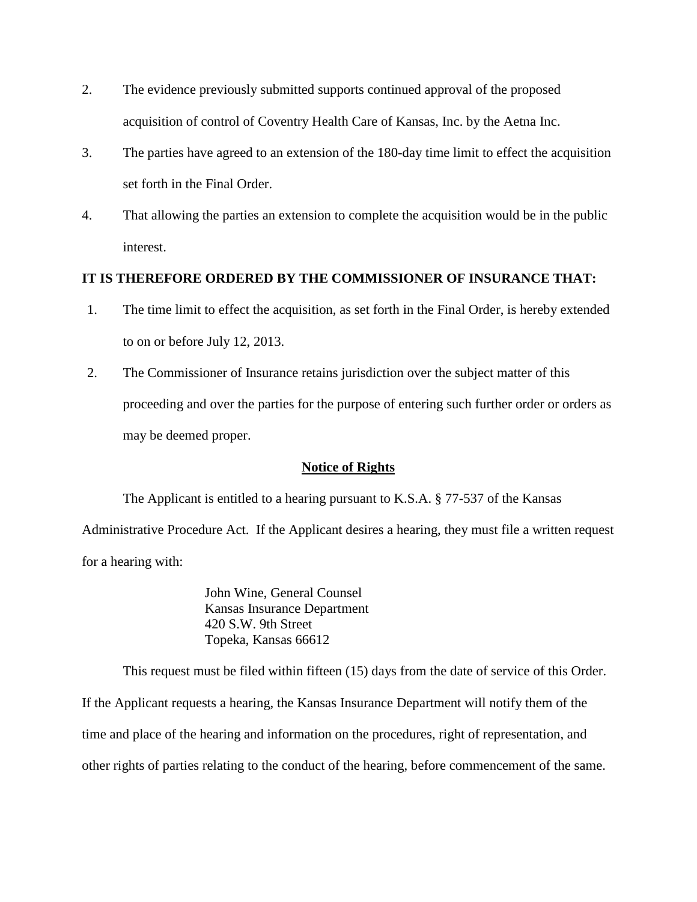2. The evidence previously submitted supports continued approval of the proposed acquisition of control of Coventry Health Care of Kansas, Inc. by the Aetna Inc.

3. The parties have agreed to an extension of the 180-day time limit to effect the acquisition set forth in the Final Order.

4. That allowing the parties an extension to complete the acquisition would be in the public interest.

**IT IS THEREFORE ORDERED BY THE COMMISSIONER OF INSURANCE THAT:**

1. The time limit to effect the acquisition, as set forth in the Final Order, is hereby extended to on or before July 12, 2013.

2. The Commissioner of Insurance retains jurisdiction over the subject matter of this proceeding and over the parties for the purpose of entering such further order or orders as may be deemed proper.

**Notice of Rights**

The Applicant is entitled to a hearing pursuant to K.S.A. § 77-537 of the Kansas Administrative Procedure Act. If the Applicant desires a hearing, they must file a written request for a hearing with:

> John Wine, General Counsel
> Kansas Insurance Department
> 420 S.W. 9th Street
> Topeka, Kansas 66612

This request must be filed within fifteen (15) days from the date of service of this Order. If the Applicant requests a hearing, the Kansas Insurance Department will notify them of the time and place of the hearing and information on the procedures, right of representation, and other rights of parties relating to the conduct of the hearing, before commencement of the same.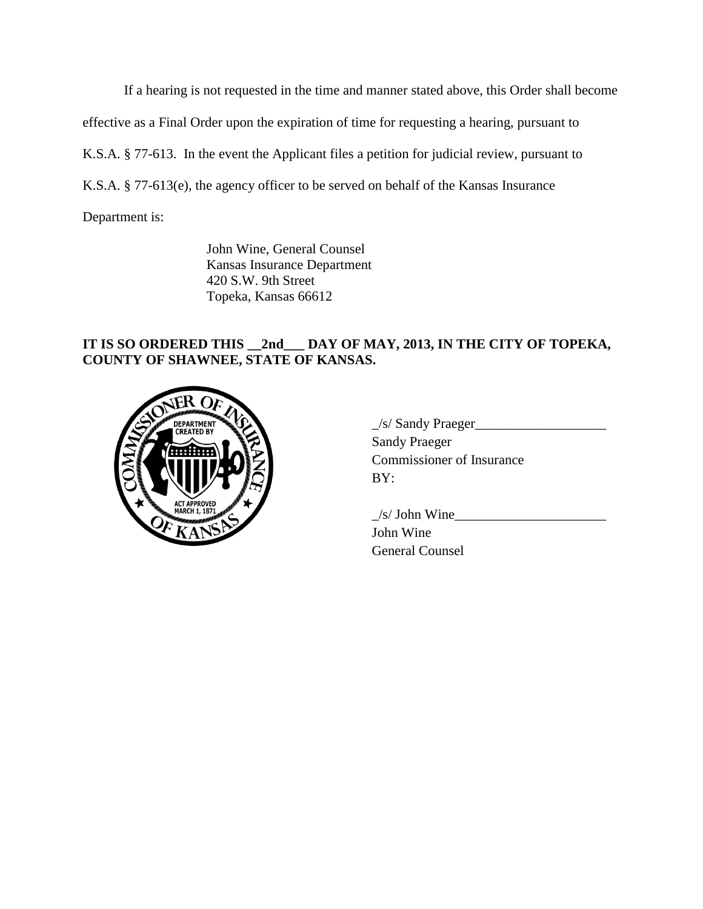If a hearing is not requested in the time and manner stated above, this Order shall become effective as a Final Order upon the expiration of time for requesting a hearing, pursuant to K.S.A. § 77-613. In the event the Applicant files a petition for judicial review, pursuant to K.S.A. § 77-613(e), the agency officer to be served on behalf of the Kansas Insurance Department is:

John Wine, General Counsel
Kansas Insurance Department
420 S.W. 9th Street
Topeka, Kansas 66612

**IT IS SO ORDERED THIS __2nd___ DAY OF MAY, 2013, IN THE CITY OF TOPEKA, COUNTY OF SHAWNEE, STATE OF KANSAS.**

_/s/ Sandy Praeger___________________
Sandy Praeger
Commissioner of Insurance
BY:

_/s/ John Wine______________________
John Wine
General Counsel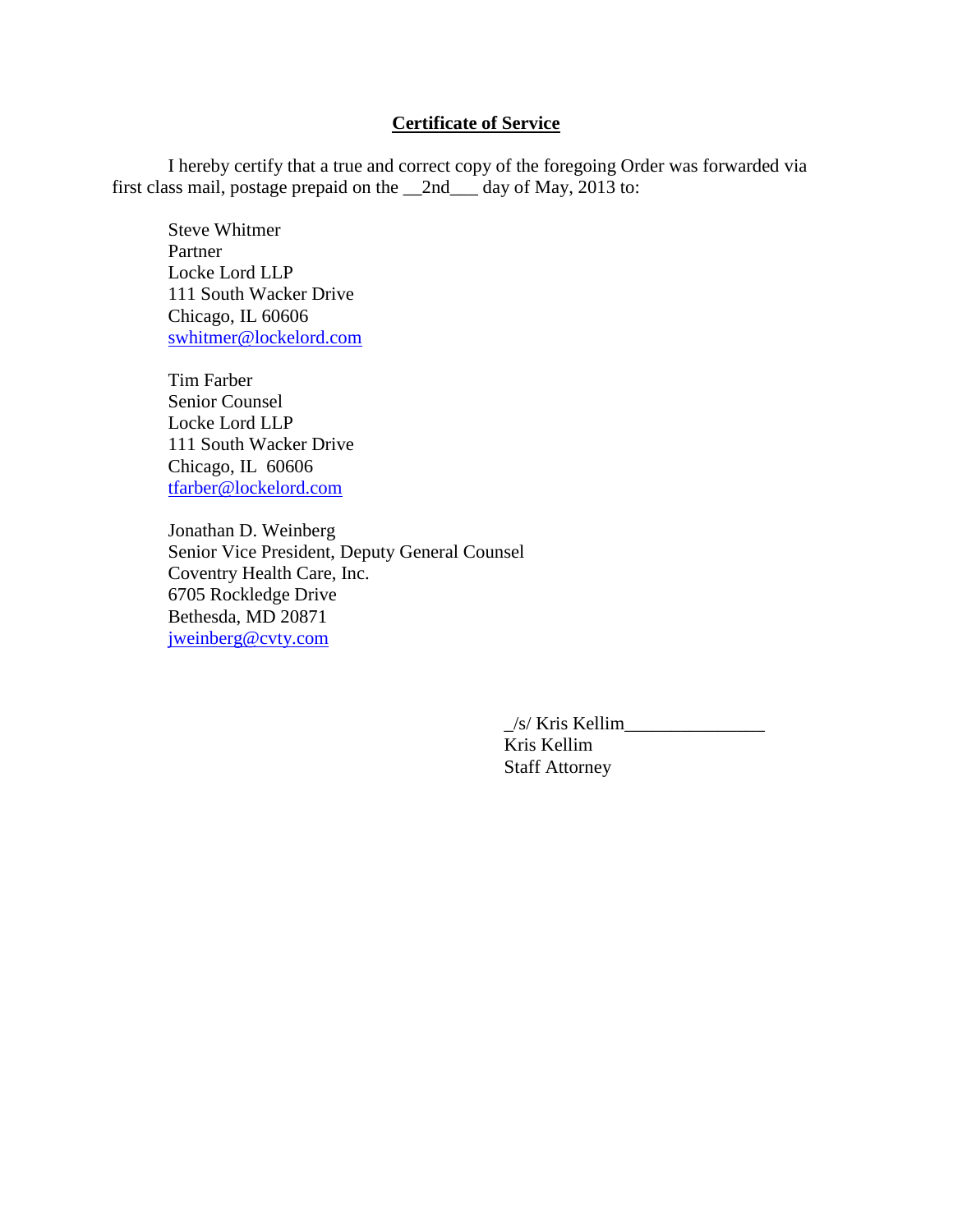**Certificate of Service**

I hereby certify that a true and correct copy of the foregoing Order was forwarded via first class mail, postage prepaid on the __2nd___ day of May, 2013 to:

Steve Whitmer  
Partner  
Locke Lord LLP  
111 South Wacker Drive  
Chicago, IL 60606  
swhitmer@lockelord.com

Tim Farber  
Senior Counsel  
Locke Lord LLP  
111 South Wacker Drive  
Chicago, IL 60606  
tfarber@lockelord.com

Jonathan D. Weinberg  
Senior Vice President, Deputy General Counsel  
Coventry Health Care, Inc.  
6705 Rockledge Drive  
Bethesda, MD 20871  
jweinberg@cvty.com

_/s/ Kris Kellim_______________  
Kris Kellim  
Staff Attorney